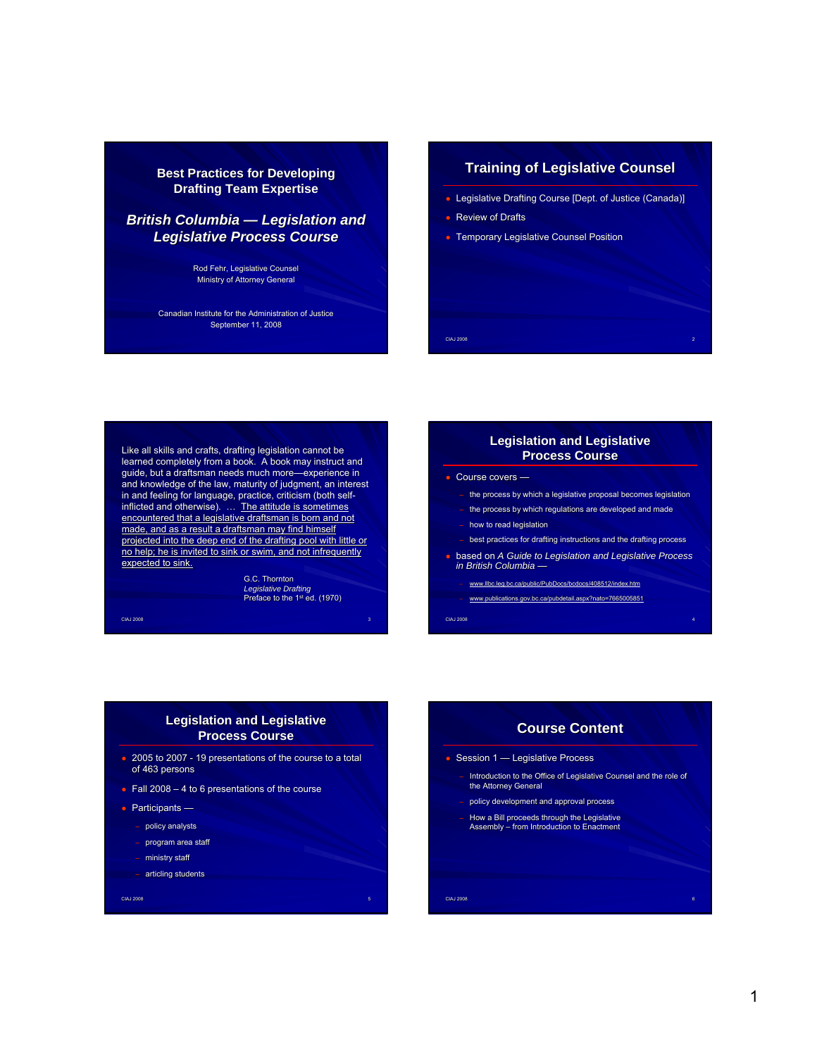# Best Practices for Developing Drafting Team Expertise

## *British Columbia — Legislation and Legislative Process Course*

Rod Fehr, Legislative Counsel
Ministry of Attorney General

Canadian Institute for the Administration of Justice
September 11, 2008

## Training of Legislative Counsel

- Legislative Drafting Course [Dept. of Justice (Canada)]
- Review of Drafts
- Temporary Legislative Counsel Position

Like all skills and crafts, drafting legislation cannot be learned completely from a book. A book may instruct and guide, but a draftsman needs much more—experience in and knowledge of the law, maturity of judgment, an interest in and feeling for language, practice, criticism (both self-inflicted and otherwise). … The attitude is sometimes encountered that a legislative draftsman is born and not made, and as a result a draftsman may find himself projected into the deep end of the drafting pool with little or no help; he is invited to sink or swim, and not infrequently expected to sink.

G.C. Thornton
*Legislative Drafting*
Preface to the 1st ed. (1970)

## Legislation and Legislative Process Course

- Course covers —
  - the process by which a legislative proposal becomes legislation
  - the process by which regulations are developed and made
  - how to read legislation
  - best practices for drafting instructions and the drafting process
- based on *A Guide to Legislation and Legislative Process in British Columbia* —
  - www.llbc.leg.bc.ca/public/PubDocs/bcdocs/408512/index.htm
  - www.publications.gov.bc.ca/pubdetail.aspx?nato=7665005851

## Legislation and Legislative Process Course

- 2005 to 2007 - 19 presentations of the course to a total of 463 persons
- Fall 2008 – 4 to 6 presentations of the course
- Participants —
  - policy analysts
  - program area staff
  - ministry staff
  - articling students

## Course Content

- Session 1 — Legislative Process
  - Introduction to the Office of Legislative Counsel and the role of the Attorney General
  - policy development and approval process
  - How a Bill proceeds through the Legislative Assembly – from Introduction to Enactment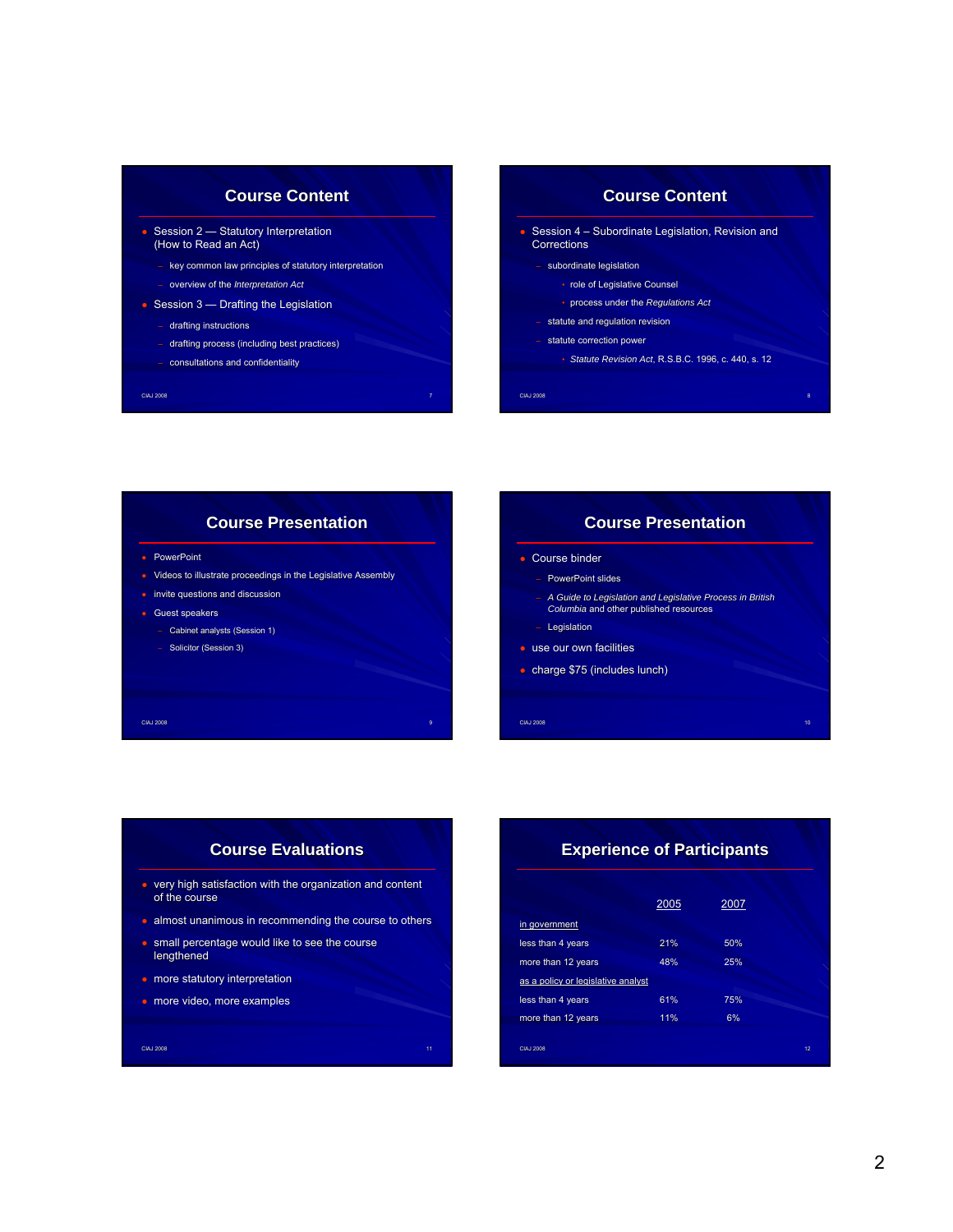## Course Content

- Session 2 — Statutory Interpretation (How to Read an Act)
  - key common law principles of statutory interpretation
  - overview of the *Interpretation Act*
- Session 3 — Drafting the Legislation
  - drafting instructions
  - drafting process (including best practices)
  - consultations and confidentiality

## Course Content

- Session 4 – Subordinate Legislation, Revision and Corrections
  - subordinate legislation
    - role of Legislative Counsel
    - process under the *Regulations Act*
  - statute and regulation revision
  - statute correction power
    - *Statute Revision Act*, R.S.B.C. 1996, c. 440, s. 12

## Course Presentation

- PowerPoint
- Videos to illustrate proceedings in the Legislative Assembly
- invite questions and discussion
- Guest speakers
  - Cabinet analysts (Session 1)
  - Solicitor (Session 3)

## Course Presentation

- Course binder
  - PowerPoint slides
  - *A Guide to Legislation and Legislative Process in British Columbia* and other published resources
  - Legislation
- use our own facilities
- charge $75 (includes lunch)

## Course Evaluations

- very high satisfaction with the organization and content of the course
- almost unanimous in recommending the course to others
- small percentage would like to see the course lengthened
- more statutory interpretation
- more video, more examples

## Experience of Participants

| | 2005 | 2007 |
|---|---|---|
| in government | | |
| less than 4 years | 21% | 50% |
| more than 12 years | 48% | 25% |
| as a policy or legislative analyst | | |
| less than 4 years | 61% | 75% |
| more than 12 years | 11% | 6% |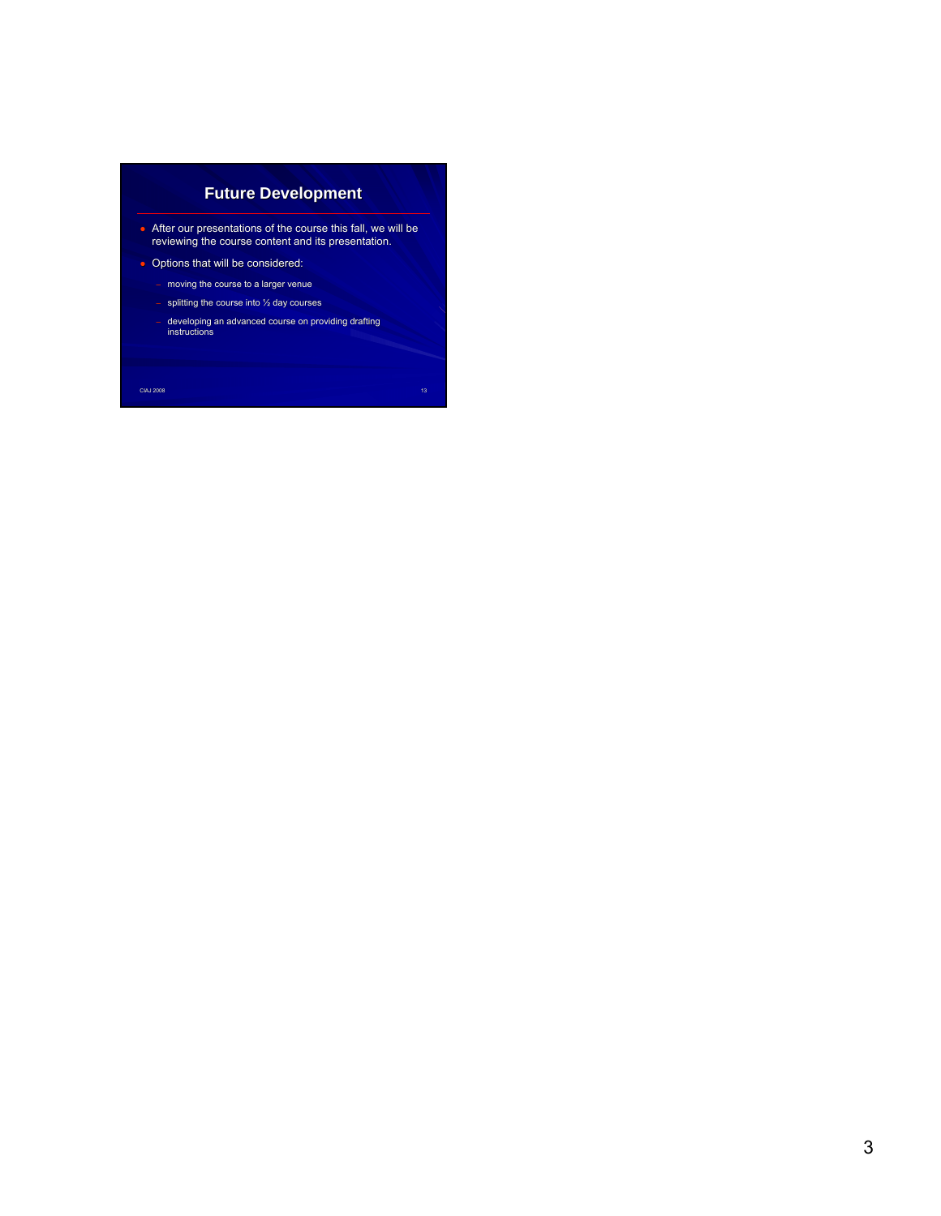## Future Development

- After our presentations of the course this fall, we will be reviewing the course content and its presentation.
- Options that will be considered:
  - moving the course to a larger venue
  - splitting the course into ½ day courses
  - developing an advanced course on providing drafting instructions

CIAJ 2008